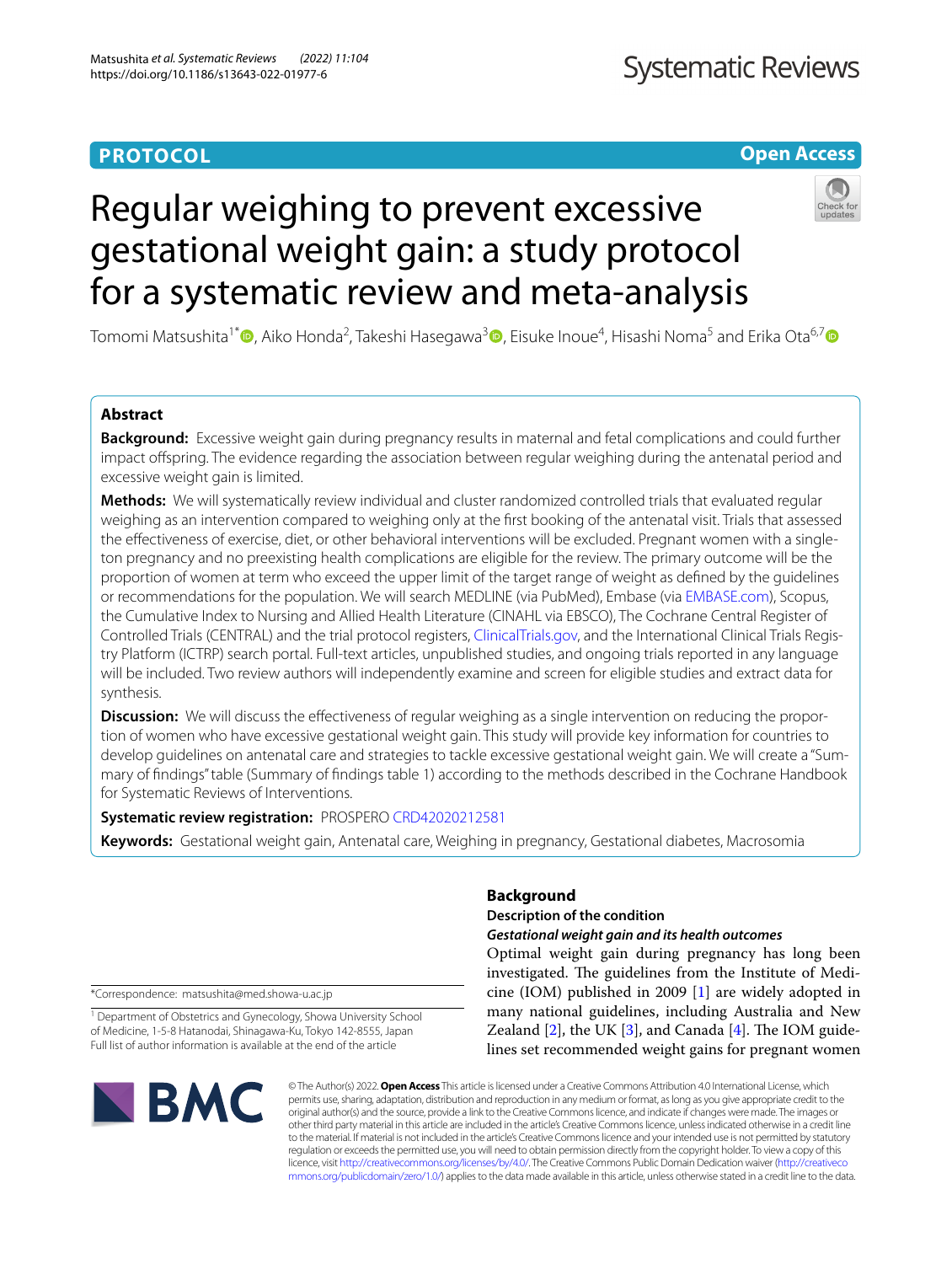**PROTOCOL** **Open Access**

# Regular weighing to prevent excessive gestational weight gain: a study protocol for a systematic review and meta-analysis

Tomomi Matsushita[1*], Aiko Honda[2], Takeshi Hasegawa[3], Eisuke Inoue[4], Hisashi Noma[5] and Erika Ota[6,7]

## Abstract

**Background:** Excessive weight gain during pregnancy results in maternal and fetal complications and could further impact offspring. The evidence regarding the association between regular weighing during the antenatal period and excessive weight gain is limited.

**Methods:** We will systematically review individual and cluster randomized controlled trials that evaluated regular weighing as an intervention compared to weighing only at the first booking of the antenatal visit. Trials that assessed the effectiveness of exercise, diet, or other behavioral interventions will be excluded. Pregnant women with a singleton pregnancy and no preexisting health complications are eligible for the review. The primary outcome will be the proportion of women at term who exceed the upper limit of the target range of weight as defined by the guidelines or recommendations for the population. We will search MEDLINE (via PubMed), Embase (via EMBASE.com), Scopus, the Cumulative Index to Nursing and Allied Health Literature (CINAHL via EBSCO), The Cochrane Central Register of Controlled Trials (CENTRAL) and the trial protocol registers, ClinicalTrials.gov, and the International Clinical Trials Registry Platform (ICTRP) search portal. Full-text articles, unpublished studies, and ongoing trials reported in any language will be included. Two review authors will independently examine and screen for eligible studies and extract data for synthesis.

**Discussion:** We will discuss the effectiveness of regular weighing as a single intervention on reducing the proportion of women who have excessive gestational weight gain. This study will provide key information for countries to develop guidelines on antenatal care and strategies to tackle excessive gestational weight gain. We will create a "Summary of findings" table (Summary of findings table 1) according to the methods described in the Cochrane Handbook for Systematic Reviews of Interventions.

**Systematic review registration:** PROSPERO CRD42020212581

**Keywords:** Gestational weight gain, Antenatal care, Weighing in pregnancy, Gestational diabetes, Macrosomia

## Background

### Description of the condition

#### *Gestational weight gain and its health outcomes*

Optimal weight gain during pregnancy has long been investigated. The guidelines from the Institute of Medicine (IOM) published in 2009 [1] are widely adopted in many national guidelines, including Australia and New Zealand [2], the UK [3], and Canada [4]. The IOM guidelines set recommended weight gains for pregnant women

*Correspondence: matsushita@med.showa-u.ac.jp

[1] Department of Obstetrics and Gynecology, Showa University School of Medicine, 1-5-8 Hatanodai, Shinagawa-Ku, Tokyo 142-8555, Japan

Full list of author information is available at the end of the article

© The Author(s) 2022. **Open Access** This article is licensed under a Creative Commons Attribution 4.0 International License, which permits use, sharing, adaptation, distribution and reproduction in any medium or format, as long as you give appropriate credit to the original author(s) and the source, provide a link to the Creative Commons licence, and indicate if changes were made. The images or other third party material in this article are included in the article's Creative Commons licence, unless indicated otherwise in a credit line to the material. If material is not included in the article's Creative Commons licence and your intended use is not permitted by statutory regulation or exceeds the permitted use, you will need to obtain permission directly from the copyright holder. To view a copy of this licence, visit http://creativecommons.org/licenses/by/4.0/. The Creative Commons Public Domain Dedication waiver (http://creativecommons.org/publicdomain/zero/1.0/) applies to the data made available in this article, unless otherwise stated in a credit line to the data.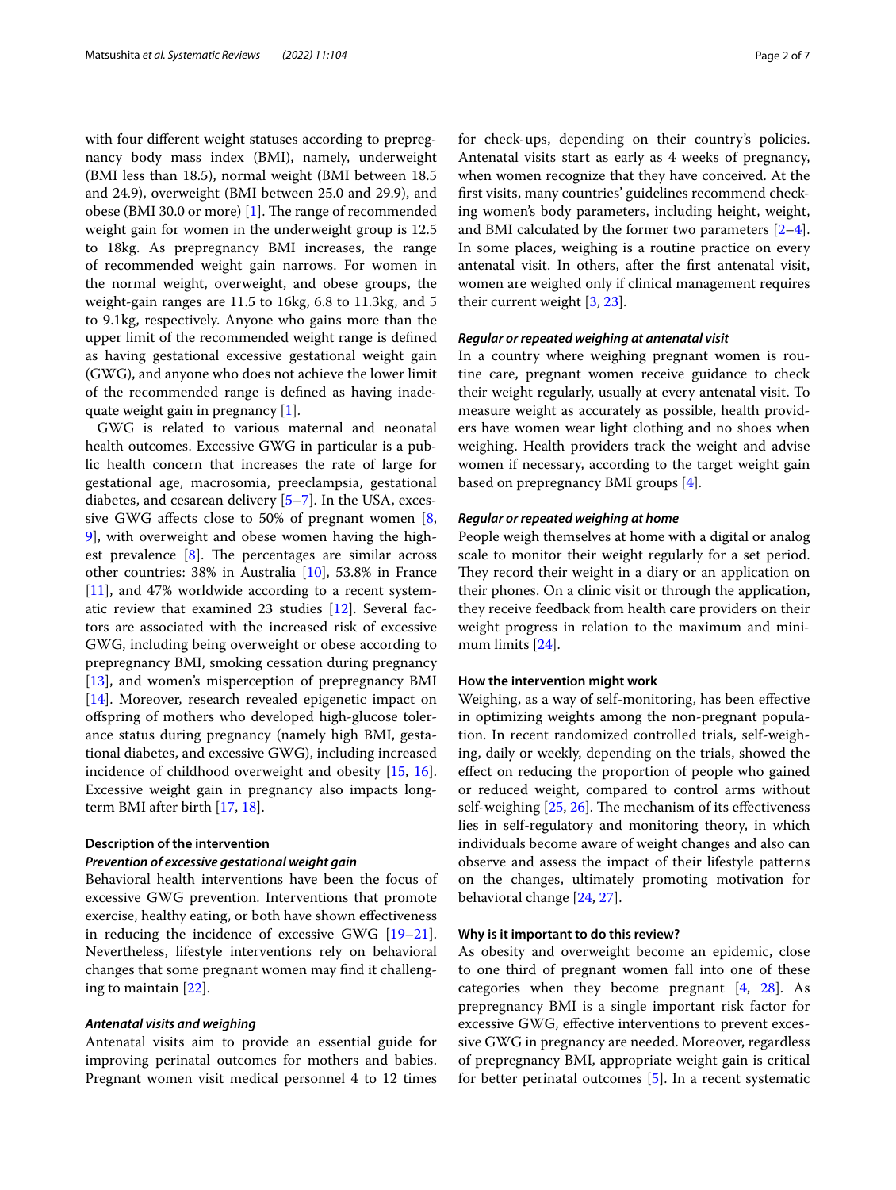with four different weight statuses according to prepregnancy body mass index (BMI), namely, underweight (BMI less than 18.5), normal weight (BMI between 18.5 and 24.9), overweight (BMI between 25.0 and 29.9), and obese (BMI 30.0 or more) [1]. The range of recommended weight gain for women in the underweight group is 12.5 to 18kg. As prepregnancy BMI increases, the range of recommended weight gain narrows. For women in the normal weight, overweight, and obese groups, the weight-gain ranges are 11.5 to 16kg, 6.8 to 11.3kg, and 5 to 9.1kg, respectively. Anyone who gains more than the upper limit of the recommended weight range is defined as having gestational excessive gestational weight gain (GWG), and anyone who does not achieve the lower limit of the recommended range is defined as having inadequate weight gain in pregnancy [1].

GWG is related to various maternal and neonatal health outcomes. Excessive GWG in particular is a public health concern that increases the rate of large for gestational age, macrosomia, preeclampsia, gestational diabetes, and cesarean delivery [5–7]. In the USA, excessive GWG affects close to 50% of pregnant women [8, 9], with overweight and obese women having the highest prevalence [8]. The percentages are similar across other countries: 38% in Australia [10], 53.8% in France [11], and 47% worldwide according to a recent systematic review that examined 23 studies [12]. Several factors are associated with the increased risk of excessive GWG, including being overweight or obese according to prepregnancy BMI, smoking cessation during pregnancy [13], and women's misperception of prepregnancy BMI [14]. Moreover, research revealed epigenetic impact on offspring of mothers who developed high-glucose tolerance status during pregnancy (namely high BMI, gestational diabetes, and excessive GWG), including increased incidence of childhood overweight and obesity [15, 16]. Excessive weight gain in pregnancy also impacts long-term BMI after birth [17, 18].

### Description of the intervention

#### *Prevention of excessive gestational weight gain*

Behavioral health interventions have been the focus of excessive GWG prevention. Interventions that promote exercise, healthy eating, or both have shown effectiveness in reducing the incidence of excessive GWG [19–21]. Nevertheless, lifestyle interventions rely on behavioral changes that some pregnant women may find it challenging to maintain [22].

#### *Antenatal visits and weighing*

Antenatal visits aim to provide an essential guide for improving perinatal outcomes for mothers and babies. Pregnant women visit medical personnel 4 to 12 times for check-ups, depending on their country's policies. Antenatal visits start as early as 4 weeks of pregnancy, when women recognize that they have conceived. At the first visits, many countries' guidelines recommend checking women's body parameters, including height, weight, and BMI calculated by the former two parameters [2–4]. In some places, weighing is a routine practice on every antenatal visit. In others, after the first antenatal visit, women are weighed only if clinical management requires their current weight [3, 23].

#### *Regular or repeated weighing at antenatal visit*

In a country where weighing pregnant women is routine care, pregnant women receive guidance to check their weight regularly, usually at every antenatal visit. To measure weight as accurately as possible, health providers have women wear light clothing and no shoes when weighing. Health providers track the weight and advise women if necessary, according to the target weight gain based on prepregnancy BMI groups [4].

#### *Regular or repeated weighing at home*

People weigh themselves at home with a digital or analog scale to monitor their weight regularly for a set period. They record their weight in a diary or an application on their phones. On a clinic visit or through the application, they receive feedback from health care providers on their weight progress in relation to the maximum and minimum limits [24].

### How the intervention might work

Weighing, as a way of self-monitoring, has been effective in optimizing weights among the non-pregnant population. In recent randomized controlled trials, self-weighing, daily or weekly, depending on the trials, showed the effect on reducing the proportion of people who gained or reduced weight, compared to control arms without self-weighing [25, 26]. The mechanism of its effectiveness lies in self-regulatory and monitoring theory, in which individuals become aware of weight changes and also can observe and assess the impact of their lifestyle patterns on the changes, ultimately promoting motivation for behavioral change [24, 27].

### Why is it important to do this review?

As obesity and overweight become an epidemic, close to one third of pregnant women fall into one of these categories when they become pregnant [4, 28]. As prepregnancy BMI is a single important risk factor for excessive GWG, effective interventions to prevent excessive GWG in pregnancy are needed. Moreover, regardless of prepregnancy BMI, appropriate weight gain is critical for better perinatal outcomes [5]. In a recent systematic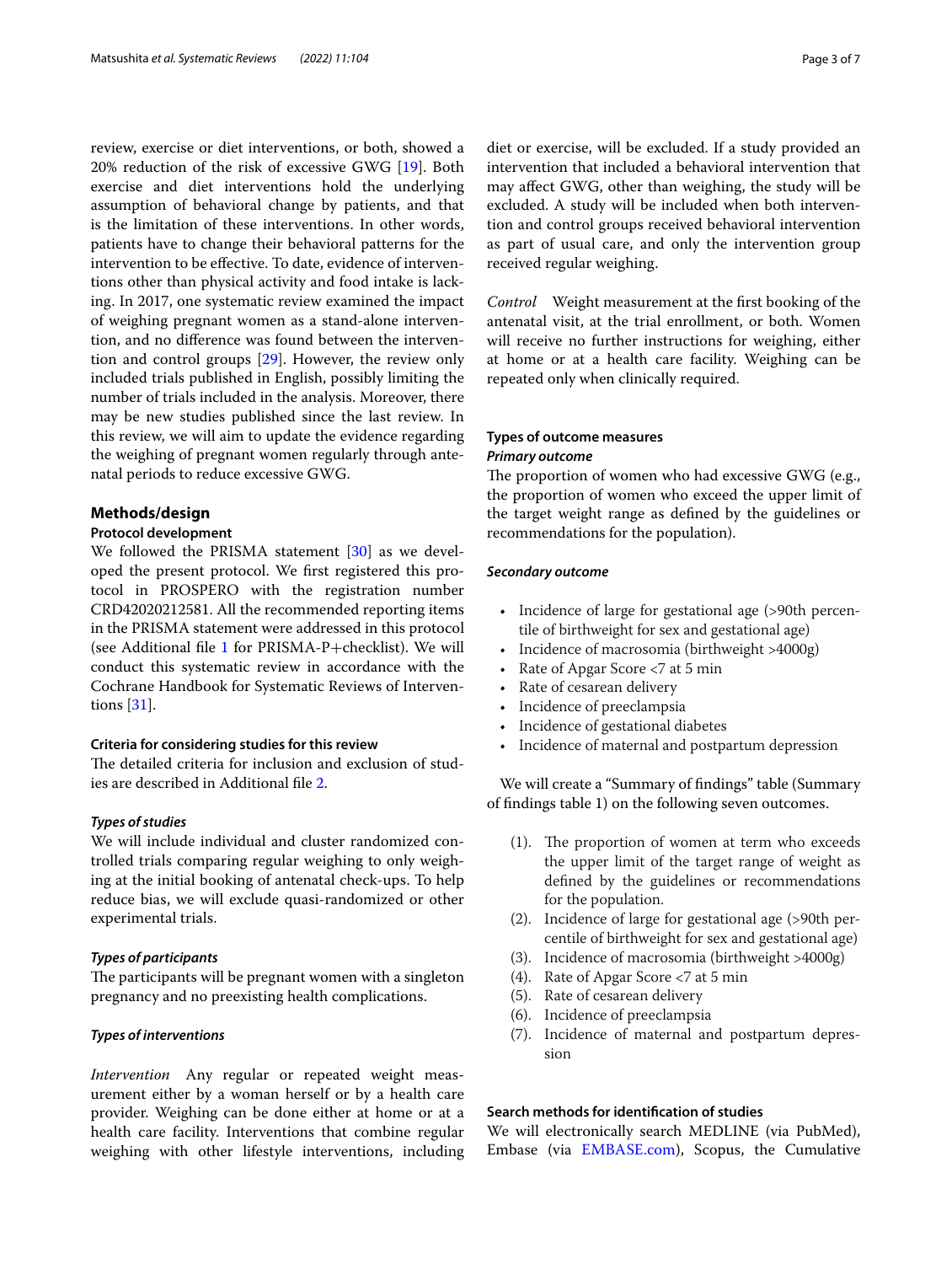review, exercise or diet interventions, or both, showed a 20% reduction of the risk of excessive GWG [19]. Both exercise and diet interventions hold the underlying assumption of behavioral change by patients, and that is the limitation of these interventions. In other words, patients have to change their behavioral patterns for the intervention to be effective. To date, evidence of interventions other than physical activity and food intake is lacking. In 2017, one systematic review examined the impact of weighing pregnant women as a stand-alone intervention, and no difference was found between the intervention and control groups [29]. However, the review only included trials published in English, possibly limiting the number of trials included in the analysis. Moreover, there may be new studies published since the last review. In this review, we will aim to update the evidence regarding the weighing of pregnant women regularly through antenatal periods to reduce excessive GWG.

## Methods/design

### Protocol development

We followed the PRISMA statement [30] as we developed the present protocol. We first registered this protocol in PROSPERO with the registration number CRD42020212581. All the recommended reporting items in the PRISMA statement were addressed in this protocol (see Additional file 1 for PRISMA-P+checklist). We will conduct this systematic review in accordance with the Cochrane Handbook for Systematic Reviews of Interventions [31].

### Criteria for considering studies for this review

The detailed criteria for inclusion and exclusion of studies are described in Additional file 2.

#### *Types of studies*

We will include individual and cluster randomized controlled trials comparing regular weighing to only weighing at the initial booking of antenatal check-ups. To help reduce bias, we will exclude quasi-randomized or other experimental trials.

#### *Types of participants*

The participants will be pregnant women with a singleton pregnancy and no preexisting health complications.

#### *Types of interventions*

*Intervention* Any regular or repeated weight measurement either by a woman herself or by a health care provider. Weighing can be done either at home or at a health care facility. Interventions that combine regular weighing with other lifestyle interventions, including diet or exercise, will be excluded. If a study provided an intervention that included a behavioral intervention that may affect GWG, other than weighing, the study will be excluded. A study will be included when both intervention and control groups received behavioral intervention as part of usual care, and only the intervention group received regular weighing.

*Control* Weight measurement at the first booking of the antenatal visit, at the trial enrollment, or both. Women will receive no further instructions for weighing, either at home or at a health care facility. Weighing can be repeated only when clinically required.

### Types of outcome measures

#### *Primary outcome*

The proportion of women who had excessive GWG (e.g., the proportion of women who exceed the upper limit of the target weight range as defined by the guidelines or recommendations for the population).

#### *Secondary outcome*

- Incidence of large for gestational age (>90th percentile of birthweight for sex and gestational age)
- Incidence of macrosomia (birthweight >4000g)
- Rate of Apgar Score <7 at 5 min
- Rate of cesarean delivery
- Incidence of preeclampsia
- Incidence of gestational diabetes
- Incidence of maternal and postpartum depression

We will create a "Summary of findings" table (Summary of findings table 1) on the following seven outcomes.

(1). The proportion of women at term who exceeds the upper limit of the target range of weight as defined by the guidelines or recommendations for the population.
(2). Incidence of large for gestational age (>90th percentile of birthweight for sex and gestational age)
(3). Incidence of macrosomia (birthweight >4000g)
(4). Rate of Apgar Score <7 at 5 min
(5). Rate of cesarean delivery
(6). Incidence of preeclampsia
(7). Incidence of maternal and postpartum depression

### Search methods for identification of studies

We will electronically search MEDLINE (via PubMed), Embase (via EMBASE.com), Scopus, the Cumulative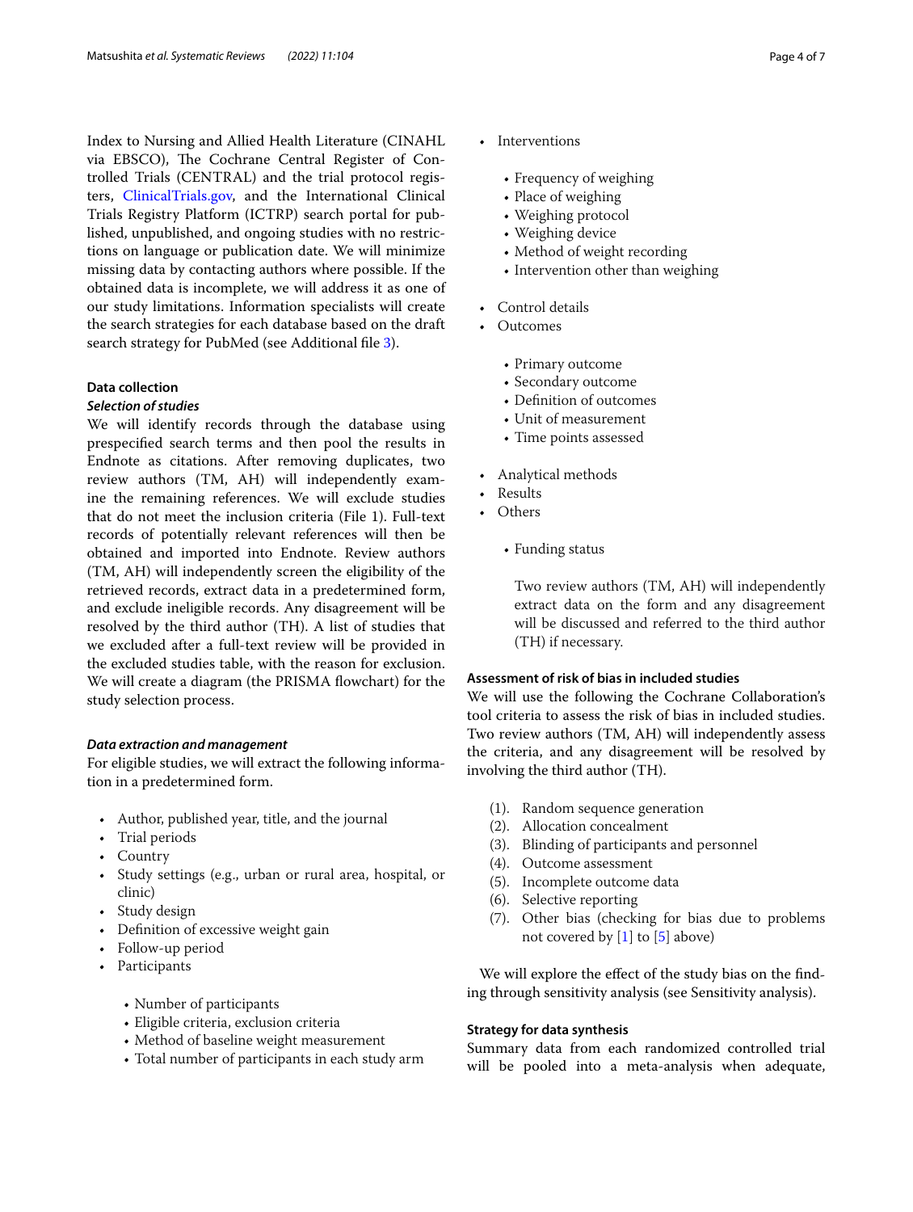Index to Nursing and Allied Health Literature (CINAHL via EBSCO), The Cochrane Central Register of Controlled Trials (CENTRAL) and the trial protocol registers, ClinicalTrials.gov, and the International Clinical Trials Registry Platform (ICTRP) search portal for published, unpublished, and ongoing studies with no restrictions on language or publication date. We will minimize missing data by contacting authors where possible. If the obtained data is incomplete, we will address it as one of our study limitations. Information specialists will create the search strategies for each database based on the draft search strategy for PubMed (see Additional file 3).

### Data collection

#### *Selection of studies*

We will identify records through the database using prespecified search terms and then pool the results in Endnote as citations. After removing duplicates, two review authors (TM, AH) will independently examine the remaining references. We will exclude studies that do not meet the inclusion criteria (File 1). Full-text records of potentially relevant references will then be obtained and imported into Endnote. Review authors (TM, AH) will independently screen the eligibility of the retrieved records, extract data in a predetermined form, and exclude ineligible records. Any disagreement will be resolved by the third author (TH). A list of studies that we excluded after a full-text review will be provided in the excluded studies table, with the reason for exclusion. We will create a diagram (the PRISMA flowchart) for the study selection process.

#### *Data extraction and management*

For eligible studies, we will extract the following information in a predetermined form.

- Author, published year, title, and the journal
- Trial periods
- Country
- Study settings (e.g., urban or rural area, hospital, or clinic)
- Study design
- Definition of excessive weight gain
- Follow-up period
- Participants
  - Number of participants
  - Eligible criteria, exclusion criteria
  - Method of baseline weight measurement
  - Total number of participants in each study arm
- Interventions
  - Frequency of weighing
  - Place of weighing
  - Weighing protocol
  - Weighing device
  - Method of weight recording
  - Intervention other than weighing
- Control details
- Outcomes
  - Primary outcome
  - Secondary outcome
  - Definition of outcomes
  - Unit of measurement
  - Time points assessed
- Analytical methods
- Results
- Others
  - Funding status

Two review authors (TM, AH) will independently extract data on the form and any disagreement will be discussed and referred to the third author (TH) if necessary.

### Assessment of risk of bias in included studies

We will use the following the Cochrane Collaboration's tool criteria to assess the risk of bias in included studies. Two review authors (TM, AH) will independently assess the criteria, and any disagreement will be resolved by involving the third author (TH).

(1). Random sequence generation
(2). Allocation concealment
(3). Blinding of participants and personnel
(4). Outcome assessment
(5). Incomplete outcome data
(6). Selective reporting
(7). Other bias (checking for bias due to problems not covered by [1] to [5] above)

We will explore the effect of the study bias on the finding through sensitivity analysis (see Sensitivity analysis).

### Strategy for data synthesis

Summary data from each randomized controlled trial will be pooled into a meta-analysis when adequate,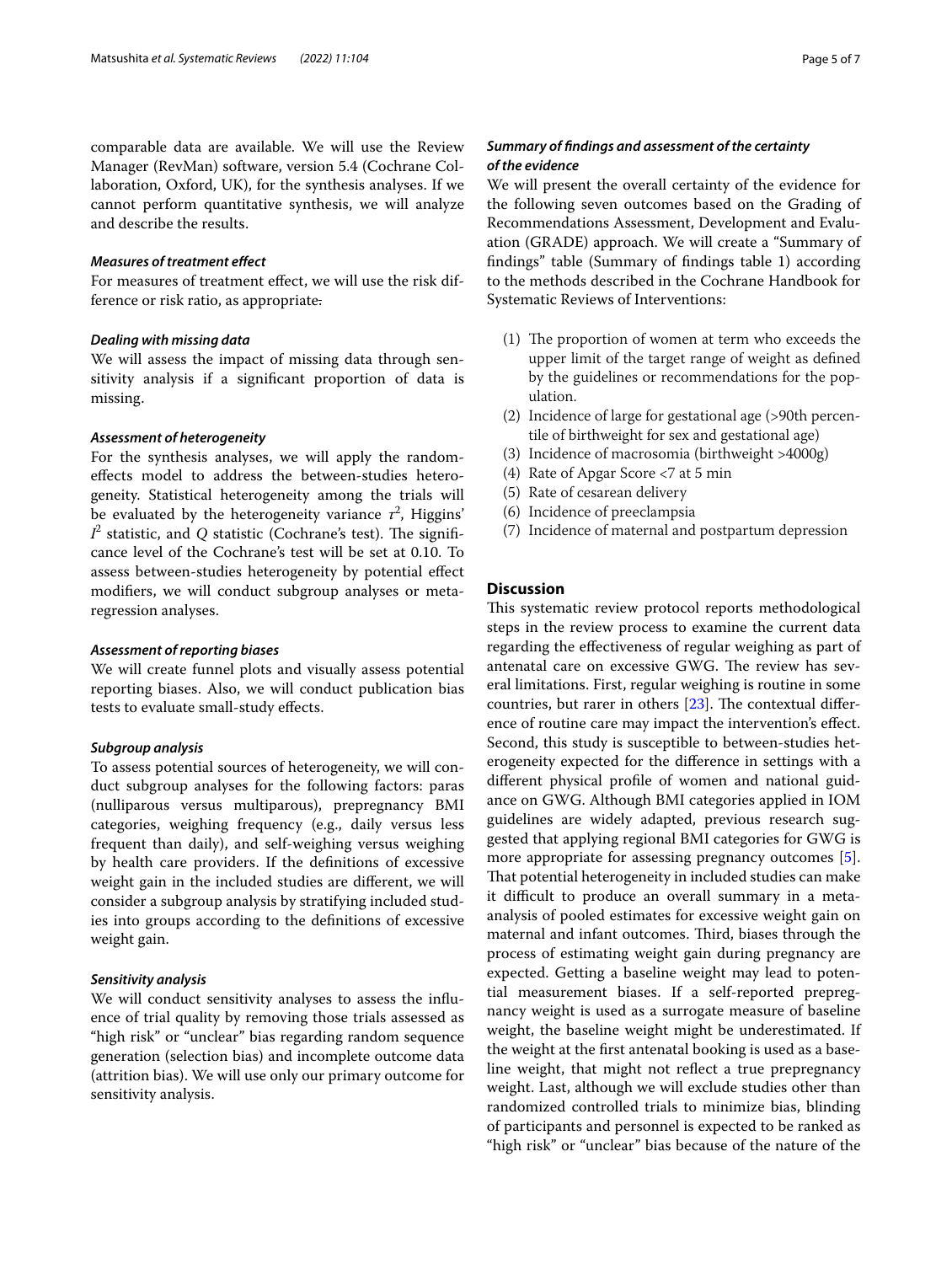comparable data are available. We will use the Review Manager (RevMan) software, version 5.4 (Cochrane Collaboration, Oxford, UK), for the synthesis analyses. If we cannot perform quantitative synthesis, we will analyze and describe the results.

### *Measures of treatment effect*

For measures of treatment effect, we will use the risk difference or risk ratio, as appropriate.

### *Dealing with missing data*

We will assess the impact of missing data through sensitivity analysis if a significant proportion of data is missing.

### *Assessment of heterogeneity*

For the synthesis analyses, we will apply the random-effects model to address the between-studies heterogeneity. Statistical heterogeneity among the trials will be evaluated by the heterogeneity variance $\tau^2$, Higgins' $I^2$ statistic, and $Q$ statistic (Cochrane's test). The significance level of the Cochrane's test will be set at 0.10. To assess between-studies heterogeneity by potential effect modifiers, we will conduct subgroup analyses or meta-regression analyses.

### *Assessment of reporting biases*

We will create funnel plots and visually assess potential reporting biases. Also, we will conduct publication bias tests to evaluate small-study effects.

### *Subgroup analysis*

To assess potential sources of heterogeneity, we will conduct subgroup analyses for the following factors: paras (nulliparous versus multiparous), prepregnancy BMI categories, weighing frequency (e.g., daily versus less frequent than daily), and self-weighing versus weighing by health care providers. If the definitions of excessive weight gain in the included studies are different, we will consider a subgroup analysis by stratifying included studies into groups according to the definitions of excessive weight gain.

### *Sensitivity analysis*

We will conduct sensitivity analyses to assess the influence of trial quality by removing those trials assessed as "high risk" or "unclear" bias regarding random sequence generation (selection bias) and incomplete outcome data (attrition bias). We will use only our primary outcome for sensitivity analysis.

### *Summary of findings and assessment of the certainty of the evidence*

We will present the overall certainty of the evidence for the following seven outcomes based on the Grading of Recommendations Assessment, Development and Evaluation (GRADE) approach. We will create a "Summary of findings" table (Summary of findings table 1) according to the methods described in the Cochrane Handbook for Systematic Reviews of Interventions:

(1) The proportion of women at term who exceeds the upper limit of the target range of weight as defined by the guidelines or recommendations for the population.
(2) Incidence of large for gestational age (>90th percentile of birthweight for sex and gestational age)
(3) Incidence of macrosomia (birthweight >4000g)
(4) Rate of Apgar Score <7 at 5 min
(5) Rate of cesarean delivery
(6) Incidence of preeclampsia
(7) Incidence of maternal and postpartum depression

## Discussion

This systematic review protocol reports methodological steps in the review process to examine the current data regarding the effectiveness of regular weighing as part of antenatal care on excessive GWG. The review has several limitations. First, regular weighing is routine in some countries, but rarer in others [23]. The contextual difference of routine care may impact the intervention's effect. Second, this study is susceptible to between-studies heterogeneity expected for the difference in settings with a different physical profile of women and national guidance on GWG. Although BMI categories applied in IOM guidelines are widely adapted, previous research suggested that applying regional BMI categories for GWG is more appropriate for assessing pregnancy outcomes [5]. That potential heterogeneity in included studies can make it difficult to produce an overall summary in a meta-analysis of pooled estimates for excessive weight gain on maternal and infant outcomes. Third, biases through the process of estimating weight gain during pregnancy are expected. Getting a baseline weight may lead to potential measurement biases. If a self-reported prepregnancy weight is used as a surrogate measure of baseline weight, the baseline weight might be underestimated. If the weight at the first antenatal booking is used as a baseline weight, that might not reflect a true prepregnancy weight. Last, although we will exclude studies other than randomized controlled trials to minimize bias, blinding of participants and personnel is expected to be ranked as "high risk" or "unclear" bias because of the nature of the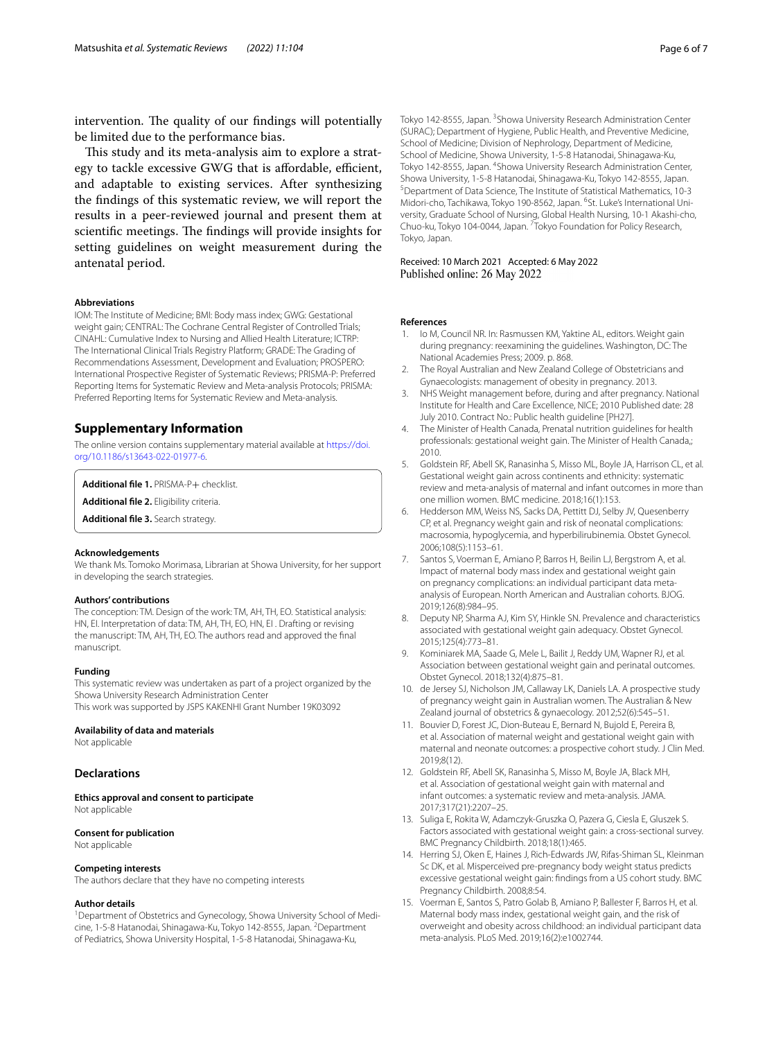intervention. The quality of our findings will potentially be limited due to the performance bias.

This study and its meta-analysis aim to explore a strategy to tackle excessive GWG that is affordable, efficient, and adaptable to existing services. After synthesizing the findings of this systematic review, we will report the results in a peer-reviewed journal and present them at scientific meetings. The findings will provide insights for setting guidelines on weight measurement during the antenatal period.

#### Abbreviations

IOM: The Institute of Medicine; BMI: Body mass index; GWG: Gestational weight gain; CENTRAL: The Cochrane Central Register of Controlled Trials; CINAHL: Cumulative Index to Nursing and Allied Health Literature; ICTRP: The International Clinical Trials Registry Platform; GRADE: The Grading of Recommendations Assessment, Development and Evaluation; PROSPERO: International Prospective Register of Systematic Reviews; PRISMA-P: Preferred Reporting Items for Systematic Review and Meta-analysis Protocols; PRISMA: Preferred Reporting Items for Systematic Review and Meta-analysis.

## Supplementary Information

The online version contains supplementary material available at https://doi.org/10.1186/s13643-022-01977-6.

**Additional file 1.** PRISMA-P+ checklist.

**Additional file 2.** Eligibility criteria.

**Additional file 3.** Search strategy.

#### Acknowledgements

We thank Ms. Tomoko Morimasa, Librarian at Showa University, for her support in developing the search strategies.

#### Authors' contributions

The conception: TM. Design of the work: TM, AH, TH, EO. Statistical analysis: HN, EI. Interpretation of data: TM, AH, TH, EO, HN, EI. Drafting or revising the manuscript: TM, AH, TH, EO. The authors read and approved the final manuscript.

#### Funding

This systematic review was undertaken as part of a project organized by the Showa University Research Administration Center
This work was supported by JSPS KAKENHI Grant Number 19K03092

#### Availability of data and materials

Not applicable

### Declarations

#### Ethics approval and consent to participate

Not applicable

#### Consent for publication

Not applicable

#### Competing interests

The authors declare that they have no competing interests

#### Author details

[1]Department of Obstetrics and Gynecology, Showa University School of Medicine, 1-5-8 Hatanodai, Shinagawa-Ku, Tokyo 142-8555, Japan. [2]Department of Pediatrics, Showa University Hospital, 1-5-8 Hatanodai, Shinagawa-Ku, Tokyo 142-8555, Japan. [3]Showa University Research Administration Center (SURAC); Department of Hygiene, Public Health, and Preventive Medicine, School of Medicine; Division of Nephrology, Department of Medicine, School of Medicine, Showa University, 1-5-8 Hatanodai, Shinagawa-Ku, Tokyo 142-8555, Japan. [4]Showa University Research Administration Center, Showa University, 1-5-8 Hatanodai, Shinagawa-Ku, Tokyo 142-8555, Japan. [5]Department of Data Science, The Institute of Statistical Mathematics, 10-3 Midori-cho, Tachikawa, Tokyo 190-8562, Japan. [6]St. Luke's International University, Graduate School of Nursing, Global Health Nursing, 10-1 Akashi-cho, Chuo-ku, Tokyo 104-0044, Japan. [7]Tokyo Foundation for Policy Research, Tokyo, Japan.

Received: 10 March 2021 Accepted: 6 May 2022
Published online: 26 May 2022

#### References

1. Io M, Council NR. In: Rasmussen KM, Yaktine AL, editors. Weight gain during pregnancy: reexamining the guidelines. Washington, DC: The National Academies Press; 2009. p. 868.
2. The Royal Australian and New Zealand College of Obstetricians and Gynaecologists: management of obesity in pregnancy. 2013.
3. NHS Weight management before, during and after pregnancy. National Institute for Health and Care Excellence, NICE; 2010 Published date: 28 July 2010. Contract No.: Public health guideline [PH27].
4. The Minister of Health Canada, Prenatal nutrition guidelines for health professionals: gestational weight gain. The Minister of Health Canada,; 2010.
5. Goldstein RF, Abell SK, Ranasinha S, Misso ML, Boyle JA, Harrison CL, et al. Gestational weight gain across continents and ethnicity: systematic review and meta-analysis of maternal and infant outcomes in more than one million women. BMC medicine. 2018;16(1):153.
6. Hedderson MM, Weiss NS, Sacks DA, Pettitt DJ, Selby JV, Quesenberry CP, et al. Pregnancy weight gain and risk of neonatal complications: macrosomia, hypoglycemia, and hyperbilirubinemia. Obstet Gynecol. 2006;108(5):1153–61.
7. Santos S, Voerman E, Amiano P, Barros H, Beilin LJ, Bergstrom A, et al. Impact of maternal body mass index and gestational weight gain on pregnancy complications: an individual participant data meta-analysis of European. North American and Australian cohorts. BJOG. 2019;126(8):984–95.
8. Deputy NP, Sharma AJ, Kim SY, Hinkle SN. Prevalence and characteristics associated with gestational weight gain adequacy. Obstet Gynecol. 2015;125(4):773–81.
9. Kominiarek MA, Saade G, Mele L, Bailit J, Reddy UM, Wapner RJ, et al. Association between gestational weight gain and perinatal outcomes. Obstet Gynecol. 2018;132(4):875–81.
10. de Jersey SJ, Nicholson JM, Callaway LK, Daniels LA. A prospective study of pregnancy weight gain in Australian women. The Australian & New Zealand journal of obstetrics & gynaecology. 2012;52(6):545–51.
11. Bouvier D, Forest JC, Dion-Buteau E, Bernard N, Bujold E, Pereira B, et al. Association of maternal weight and gestational weight gain with maternal and neonate outcomes: a prospective cohort study. J Clin Med. 2019;8(12).
12. Goldstein RF, Abell SK, Ranasinha S, Misso M, Boyle JA, Black MH, et al. Association of gestational weight gain with maternal and infant outcomes: a systematic review and meta-analysis. JAMA. 2017;317(21):2207–25.
13. Suliga E, Rokita W, Adamczyk-Gruszka O, Pazera G, Ciesla E, Gluszek S. Factors associated with gestational weight gain: a cross-sectional survey. BMC Pregnancy Childbirth. 2018;18(1):465.
14. Herring SJ, Oken E, Haines J, Rich-Edwards JW, Rifas-Shiman SL, Kleinman Sc DK, et al. Misperceived pre-pregnancy body weight status predicts excessive gestational weight gain: findings from a US cohort study. BMC Pregnancy Childbirth. 2008;8:54.
15. Voerman E, Santos S, Patro Golab B, Amiano P, Ballester F, Barros H, et al. Maternal body mass index, gestational weight gain, and the risk of overweight and obesity across childhood: an individual participant data meta-analysis. PLoS Med. 2019;16(2):e1002744.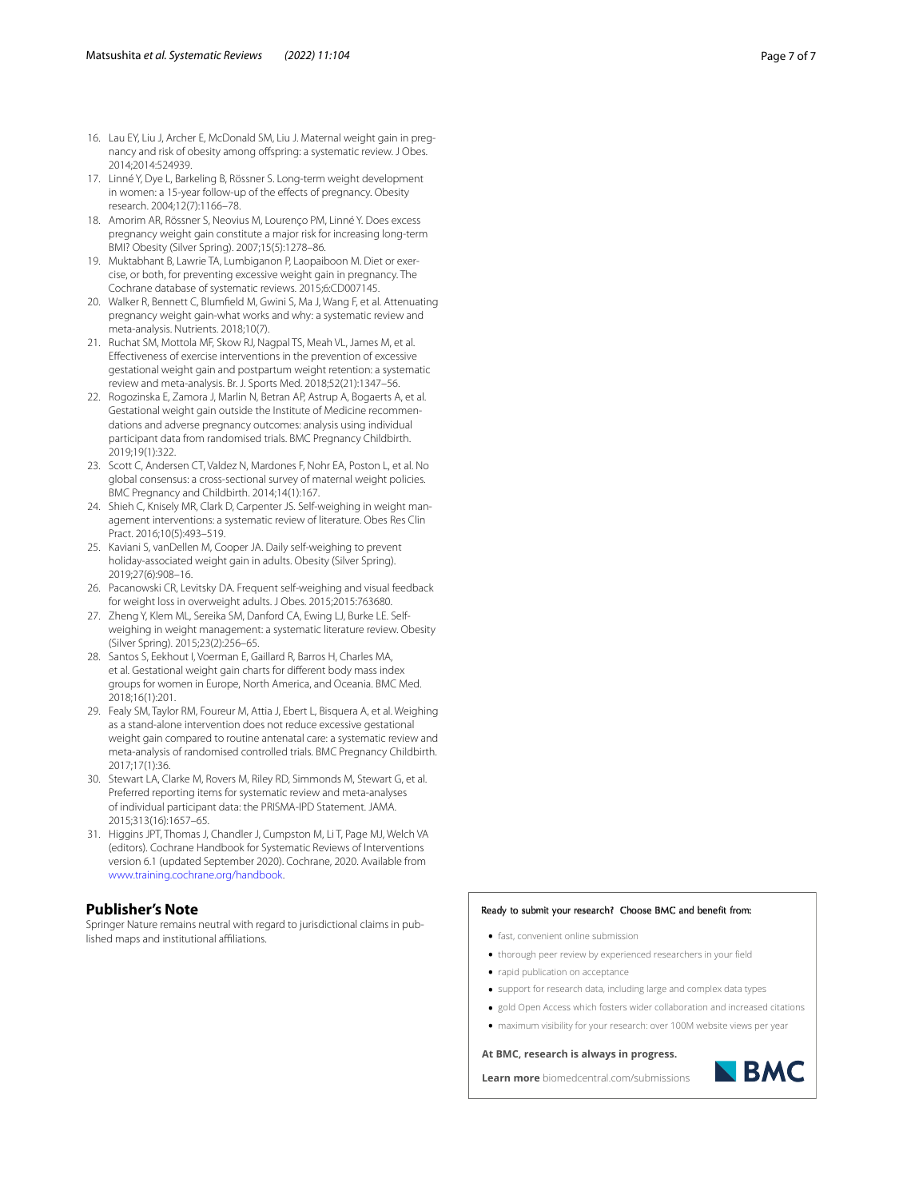16. Lau EY, Liu J, Archer E, McDonald SM, Liu J. Maternal weight gain in pregnancy and risk of obesity among offspring: a systematic review. J Obes. 2014;2014:524939.
17. Linné Y, Dye L, Barkeling B, Rössner S. Long-term weight development in women: a 15-year follow-up of the effects of pregnancy. Obesity research. 2004;12(7):1166–78.
18. Amorim AR, Rössner S, Neovius M, Lourenço PM, Linné Y. Does excess pregnancy weight gain constitute a major risk for increasing long-term BMI? Obesity (Silver Spring). 2007;15(5):1278–86.
19. Muktabhant B, Lawrie TA, Lumbiganon P, Laopaiboon M. Diet or exercise, or both, for preventing excessive weight gain in pregnancy. The Cochrane database of systematic reviews. 2015;6:CD007145.
20. Walker R, Bennett C, Blumfield M, Gwini S, Ma J, Wang F, et al. Attenuating pregnancy weight gain-what works and why: a systematic review and meta-analysis. Nutrients. 2018;10(7).
21. Ruchat SM, Mottola MF, Skow RJ, Nagpal TS, Meah VL, James M, et al. Effectiveness of exercise interventions in the prevention of excessive gestational weight gain and postpartum weight retention: a systematic review and meta-analysis. Br. J. Sports Med. 2018;52(21):1347–56.
22. Rogozinska E, Zamora J, Marlin N, Betran AP, Astrup A, Bogaerts A, et al. Gestational weight gain outside the Institute of Medicine recommendations and adverse pregnancy outcomes: analysis using individual participant data from randomised trials. BMC Pregnancy Childbirth. 2019;19(1):322.
23. Scott C, Andersen CT, Valdez N, Mardones F, Nohr EA, Poston L, et al. No global consensus: a cross-sectional survey of maternal weight policies. BMC Pregnancy and Childbirth. 2014;14(1):167.
24. Shieh C, Knisely MR, Clark D, Carpenter JS. Self-weighing in weight management interventions: a systematic review of literature. Obes Res Clin Pract. 2016;10(5):493–519.
25. Kaviani S, vanDellen M, Cooper JA. Daily self-weighing to prevent holiday-associated weight gain in adults. Obesity (Silver Spring). 2019;27(6):908–16.
26. Pacanowski CR, Levitsky DA. Frequent self-weighing and visual feedback for weight loss in overweight adults. J Obes. 2015;2015:763680.
27. Zheng Y, Klem ML, Sereika SM, Danford CA, Ewing LJ, Burke LE. Self-weighing in weight management: a systematic literature review. Obesity (Silver Spring). 2015;23(2):256–65.
28. Santos S, Eekhout I, Voerman E, Gaillard R, Barros H, Charles MA, et al. Gestational weight gain charts for different body mass index groups for women in Europe, North America, and Oceania. BMC Med. 2018;16(1):201.
29. Fealy SM, Taylor RM, Foureur M, Attia J, Ebert L, Bisquera A, et al. Weighing as a stand-alone intervention does not reduce excessive gestational weight gain compared to routine antenatal care: a systematic review and meta-analysis of randomised controlled trials. BMC Pregnancy Childbirth. 2017;17(1):36.
30. Stewart LA, Clarke M, Rovers M, Riley RD, Simmonds M, Stewart G, et al. Preferred reporting items for systematic review and meta-analyses of individual participant data: the PRISMA-IPD Statement. JAMA. 2015;313(16):1657–65.
31. Higgins JPT, Thomas J, Chandler J, Cumpston M, Li T, Page MJ, Welch VA (editors). Cochrane Handbook for Systematic Reviews of Interventions version 6.1 (updated September 2020). Cochrane, 2020. Available from www.training.cochrane.org/handbook.

## Publisher's Note

Springer Nature remains neutral with regard to jurisdictional claims in published maps and institutional affiliations.

Ready to submit your research? Choose BMC and benefit from:

- fast, convenient online submission
- thorough peer review by experienced researchers in your field
- rapid publication on acceptance
- support for research data, including large and complex data types
- gold Open Access which fosters wider collaboration and increased citations
- maximum visibility for your research: over 100M website views per year

**At BMC, research is always in progress.**

**Learn more** biomedcentral.com/submissions

BMC